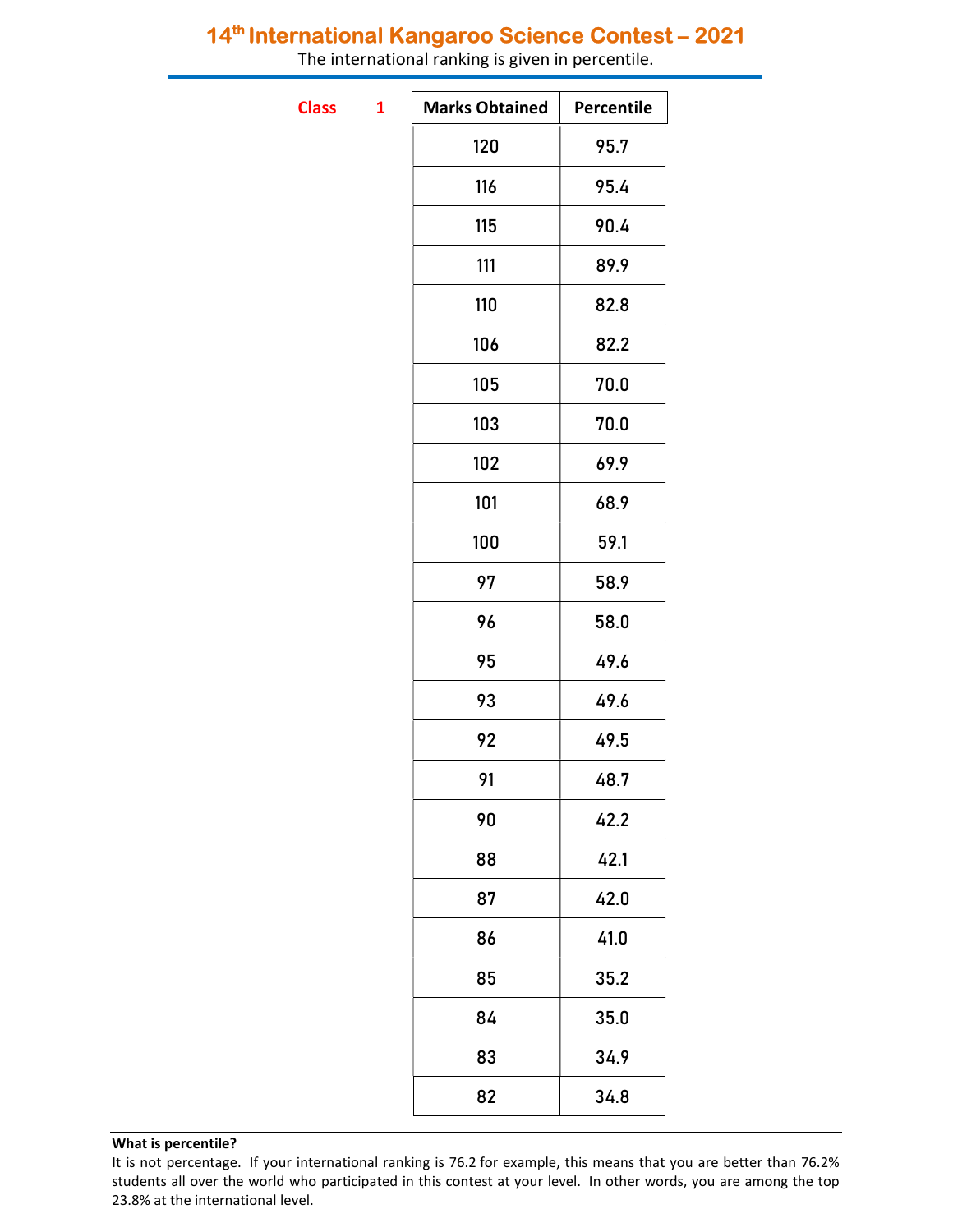# 14th International Kangaroo Science Contest – 2021

The international ranking is given in percentile.

**Class 1**

| Marks Obtained | Percentile |
|---|---|
| 120 | 95.7 |
| 116 | 95.4 |
| 115 | 90.4 |
| 111 | 89.9 |
| 110 | 82.8 |
| 106 | 82.2 |
| 105 | 70.0 |
| 103 | 70.0 |
| 102 | 69.9 |
| 101 | 68.9 |
| 100 | 59.1 |
| 97 | 58.9 |
| 96 | 58.0 |
| 95 | 49.6 |
| 93 | 49.6 |
| 92 | 49.5 |
| 91 | 48.7 |
| 90 | 42.2 |
| 88 | 42.1 |
| 87 | 42.0 |
| 86 | 41.0 |
| 85 | 35.2 |
| 84 | 35.0 |
| 83 | 34.9 |
| 82 | 34.8 |

**What is percentile?**

It is not percentage. If your international ranking is 76.2 for example, this means that you are better than 76.2% students all over the world who participated in this contest at your level. In other words, you are among the top 23.8% at the international level.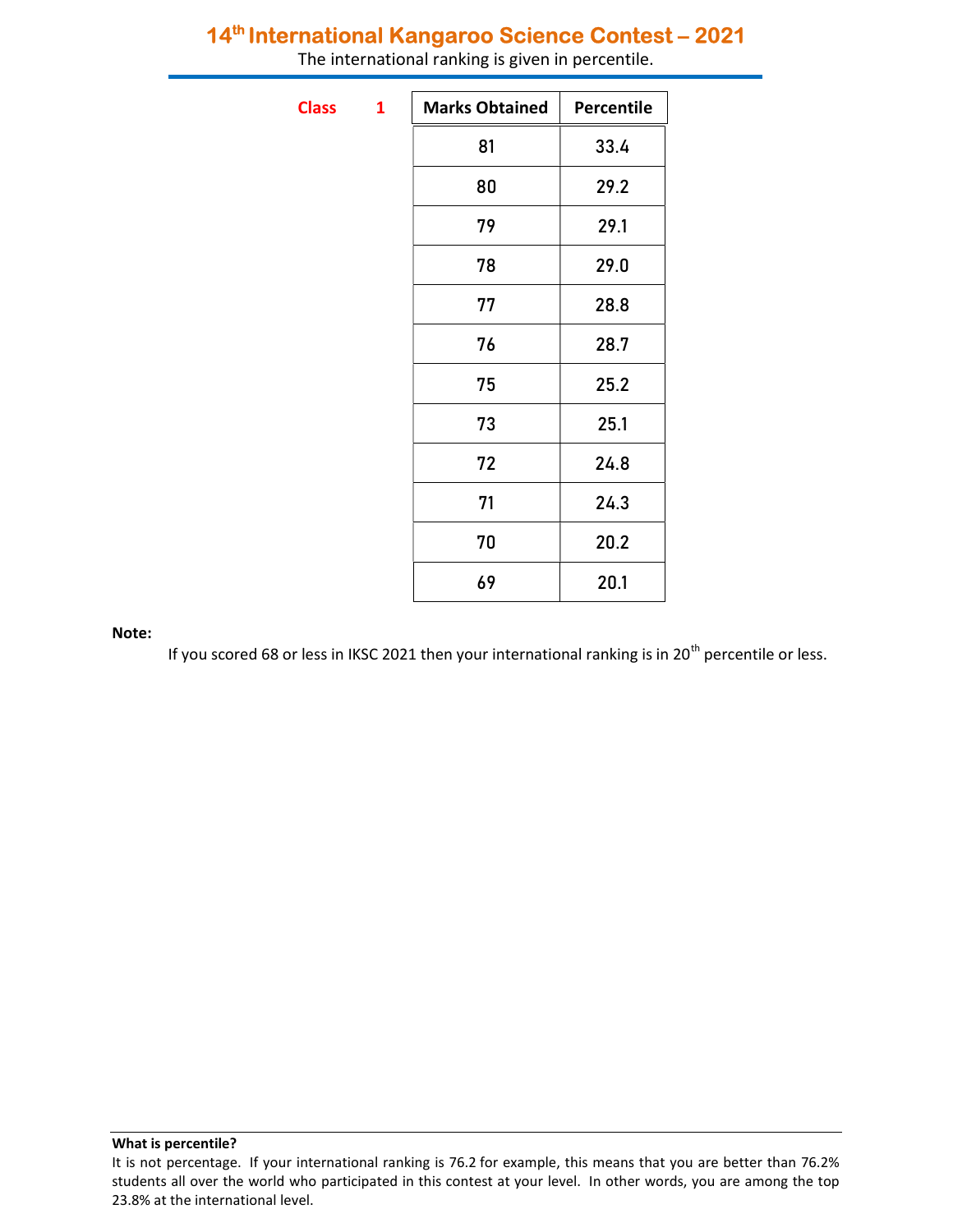# 14th International Kangaroo Science Contest – 2021

The international ranking is given in percentile.

**Class 1**

| Marks Obtained | Percentile |
|---|---|
| 81 | 33.4 |
| 80 | 29.2 |
| 79 | 29.1 |
| 78 | 29.0 |
| 77 | 28.8 |
| 76 | 28.7 |
| 75 | 25.2 |
| 73 | 25.1 |
| 72 | 24.8 |
| 71 | 24.3 |
| 70 | 20.2 |
| 69 | 20.1 |

**Note:**

If you scored 68 or less in IKSC 2021 then your international ranking is in 20th percentile or less.

**What is percentile?**

It is not percentage. If your international ranking is 76.2 for example, this means that you are better than 76.2% students all over the world who participated in this contest at your level. In other words, you are among the top 23.8% at the international level.